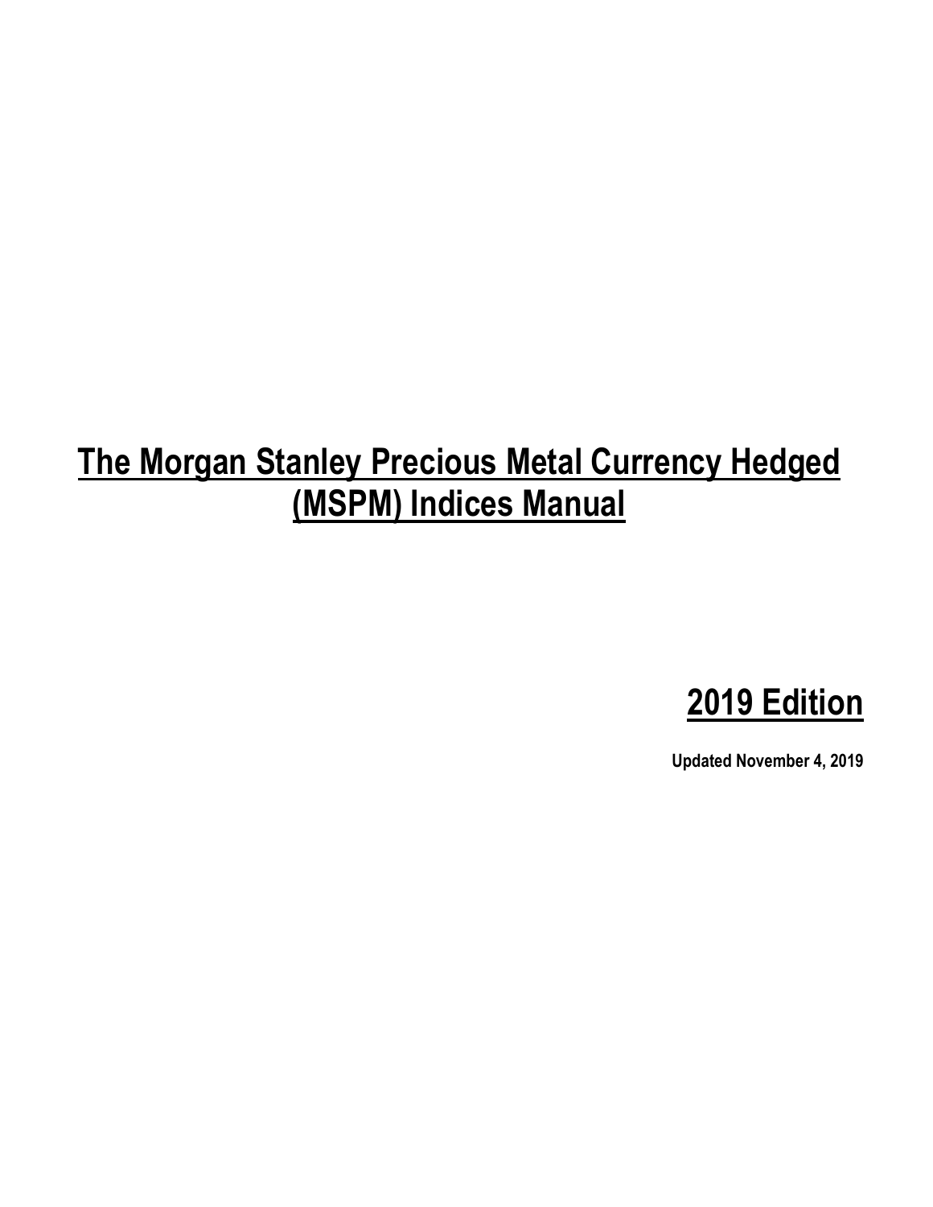# The Morgan Stanley Precious Metal Currency Hedged (MSPM) Indices Manual

## 2019 Edition

**Updated November 4, 2019**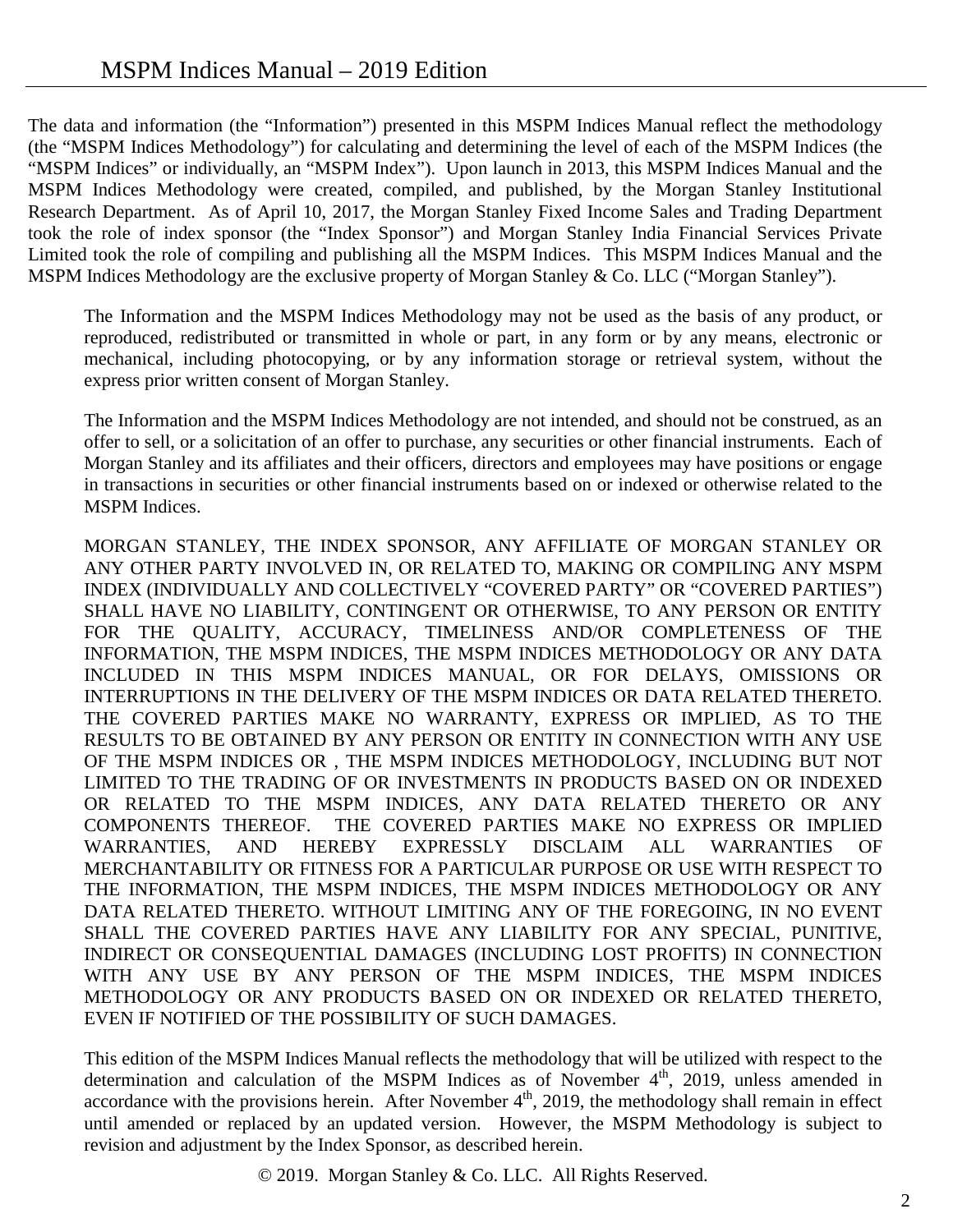The data and information (the "Information") presented in this MSPM Indices Manual reflect the methodology (the "MSPM Indices Methodology") for calculating and determining the level of each of the MSPM Indices (the "MSPM Indices" or individually, an "MSPM Index"). Upon launch in 2013, this MSPM Indices Manual and the MSPM Indices Methodology were created, compiled, and published, by the Morgan Stanley Institutional Research Department. As of April 10, 2017, the Morgan Stanley Fixed Income Sales and Trading Department took the role of index sponsor (the "Index Sponsor") and Morgan Stanley India Financial Services Private Limited took the role of compiling and publishing all the MSPM Indices. This MSPM Indices Manual and the MSPM Indices Methodology are the exclusive property of Morgan Stanley & Co. LLC ("Morgan Stanley").

The Information and the MSPM Indices Methodology may not be used as the basis of any product, or reproduced, redistributed or transmitted in whole or part, in any form or by any means, electronic or mechanical, including photocopying, or by any information storage or retrieval system, without the express prior written consent of Morgan Stanley.

The Information and the MSPM Indices Methodology are not intended, and should not be construed, as an offer to sell, or a solicitation of an offer to purchase, any securities or other financial instruments. Each of Morgan Stanley and its affiliates and their officers, directors and employees may have positions or engage in transactions in securities or other financial instruments based on or indexed or otherwise related to the MSPM Indices.

MORGAN STANLEY, THE INDEX SPONSOR, ANY AFFILIATE OF MORGAN STANLEY OR ANY OTHER PARTY INVOLVED IN, OR RELATED TO, MAKING OR COMPILING ANY MSPM INDEX (INDIVIDUALLY AND COLLECTIVELY "COVERED PARTY" OR "COVERED PARTIES") SHALL HAVE NO LIABILITY, CONTINGENT OR OTHERWISE, TO ANY PERSON OR ENTITY FOR THE QUALITY, ACCURACY, TIMELINESS AND/OR COMPLETENESS OF THE INFORMATION, THE MSPM INDICES, THE MSPM INDICES METHODOLOGY OR ANY DATA INCLUDED IN THIS MSPM INDICES MANUAL, OR FOR DELAYS, OMISSIONS OR INTERRUPTIONS IN THE DELIVERY OF THE MSPM INDICES OR DATA RELATED THERETO. THE COVERED PARTIES MAKE NO WARRANTY, EXPRESS OR IMPLIED, AS TO THE RESULTS TO BE OBTAINED BY ANY PERSON OR ENTITY IN CONNECTION WITH ANY USE OF THE MSPM INDICES OR , THE MSPM INDICES METHODOLOGY, INCLUDING BUT NOT LIMITED TO THE TRADING OF OR INVESTMENTS IN PRODUCTS BASED ON OR INDEXED OR RELATED TO THE MSPM INDICES, ANY DATA RELATED THERETO OR ANY COMPONENTS THEREOF. THE COVERED PARTIES MAKE NO EXPRESS OR IMPLIED WARRANTIES, AND HEREBY EXPRESSLY DISCLAIM ALL WARRANTIES OF MERCHANTABILITY OR FITNESS FOR A PARTICULAR PURPOSE OR USE WITH RESPECT TO THE INFORMATION, THE MSPM INDICES, THE MSPM INDICES METHODOLOGY OR ANY DATA RELATED THERETO. WITHOUT LIMITING ANY OF THE FOREGOING, IN NO EVENT SHALL THE COVERED PARTIES HAVE ANY LIABILITY FOR ANY SPECIAL, PUNITIVE, INDIRECT OR CONSEQUENTIAL DAMAGES (INCLUDING LOST PROFITS) IN CONNECTION WITH ANY USE BY ANY PERSON OF THE MSPM INDICES, THE MSPM INDICES METHODOLOGY OR ANY PRODUCTS BASED ON OR INDEXED OR RELATED THERETO, EVEN IF NOTIFIED OF THE POSSIBILITY OF SUCH DAMAGES.

This edition of the MSPM Indices Manual reflects the methodology that will be utilized with respect to the determination and calculation of the MSPM Indices as of November 4th, 2019, unless amended in accordance with the provisions herein. After November 4th, 2019, the methodology shall remain in effect until amended or replaced by an updated version. However, the MSPM Methodology is subject to revision and adjustment by the Index Sponsor, as described herein.

© 2019. Morgan Stanley & Co. LLC. All Rights Reserved.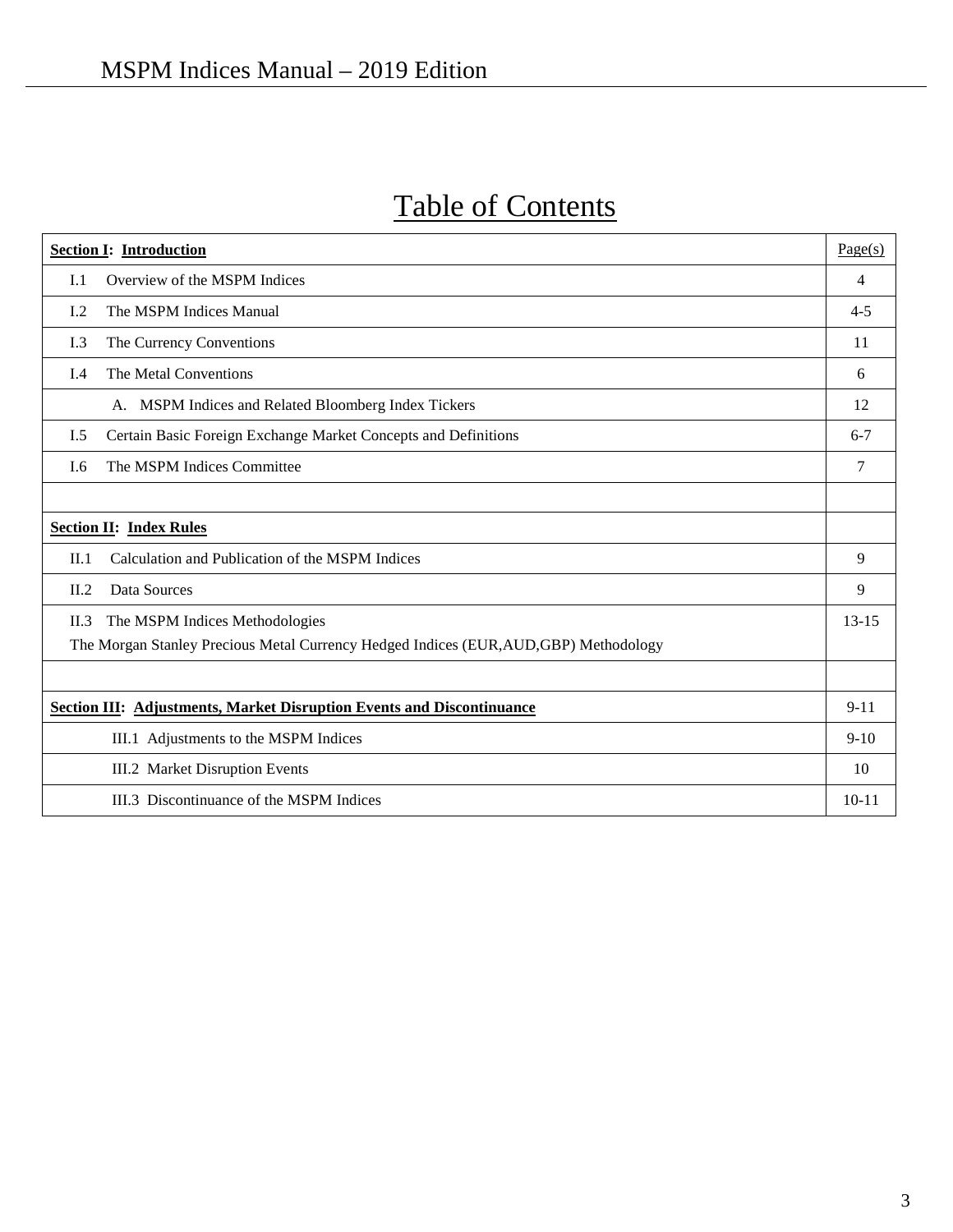# Table of Contents

| Section I: Introduction | Page(s) |
|---|---|
| I.1 Overview of the MSPM Indices | 4 |
| I.2 The MSPM Indices Manual | 4-5 |
| I.3 The Currency Conventions | 11 |
| I.4 The Metal Conventions | 6 |
| A. MSPM Indices and Related Bloomberg Index Tickers | 12 |
| I.5 Certain Basic Foreign Exchange Market Concepts and Definitions | 6-7 |
| I.6 The MSPM Indices Committee | 7 |
| | |
| **Section II: Index Rules** | |
| II.1 Calculation and Publication of the MSPM Indices | 9 |
| II.2 Data Sources | 9 |
| II.3 The MSPM Indices Methodologies<br>The Morgan Stanley Precious Metal Currency Hedged Indices (EUR,AUD,GBP) Methodology | 13-15 |
| | |
| **Section III: Adjustments, Market Disruption Events and Discontinuance** | 9-11 |
| III.1 Adjustments to the MSPM Indices | 9-10 |
| III.2 Market Disruption Events | 10 |
| III.3 Discontinuance of the MSPM Indices | 10-11 |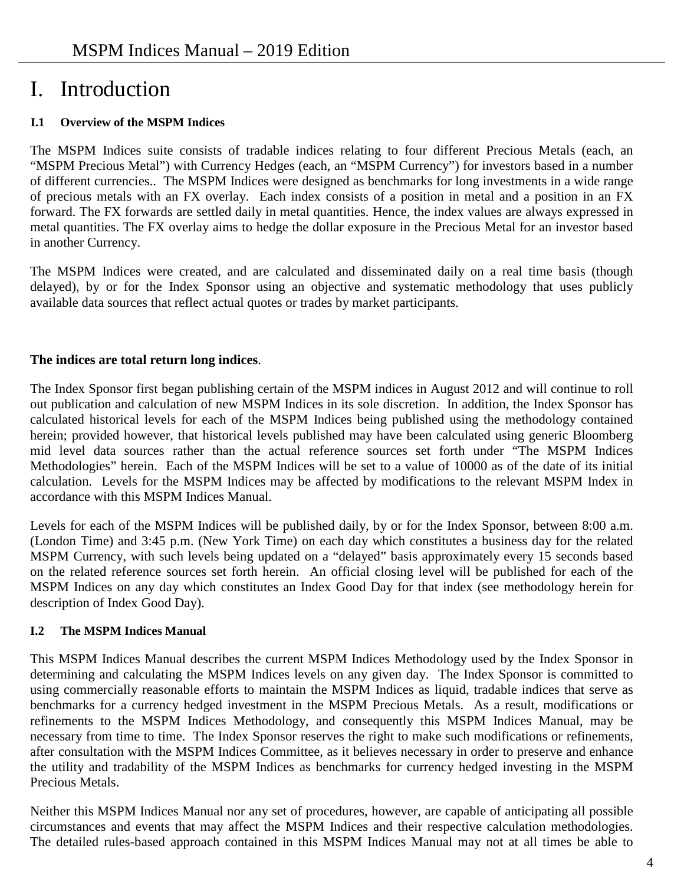# I. Introduction

### I.1 Overview of the MSPM Indices

The MSPM Indices suite consists of tradable indices relating to four different Precious Metals (each, an "MSPM Precious Metal") with Currency Hedges (each, an "MSPM Currency") for investors based in a number of different currencies.. The MSPM Indices were designed as benchmarks for long investments in a wide range of precious metals with an FX overlay. Each index consists of a position in metal and a position in an FX forward. The FX forwards are settled daily in metal quantities. Hence, the index values are always expressed in metal quantities. The FX overlay aims to hedge the dollar exposure in the Precious Metal for an investor based in another Currency.

The MSPM Indices were created, and are calculated and disseminated daily on a real time basis (though delayed), by or for the Index Sponsor using an objective and systematic methodology that uses publicly available data sources that reflect actual quotes or trades by market participants.

**The indices are total return long indices**.

The Index Sponsor first began publishing certain of the MSPM indices in August 2012 and will continue to roll out publication and calculation of new MSPM Indices in its sole discretion. In addition, the Index Sponsor has calculated historical levels for each of the MSPM Indices being published using the methodology contained herein; provided however, that historical levels published may have been calculated using generic Bloomberg mid level data sources rather than the actual reference sources set forth under "The MSPM Indices Methodologies" herein. Each of the MSPM Indices will be set to a value of 10000 as of the date of its initial calculation. Levels for the MSPM Indices may be affected by modifications to the relevant MSPM Index in accordance with this MSPM Indices Manual.

Levels for each of the MSPM Indices will be published daily, by or for the Index Sponsor, between 8:00 a.m. (London Time) and 3:45 p.m. (New York Time) on each day which constitutes a business day for the related MSPM Currency, with such levels being updated on a "delayed" basis approximately every 15 seconds based on the related reference sources set forth herein. An official closing level will be published for each of the MSPM Indices on any day which constitutes an Index Good Day for that index (see methodology herein for description of Index Good Day).

### I.2 The MSPM Indices Manual

This MSPM Indices Manual describes the current MSPM Indices Methodology used by the Index Sponsor in determining and calculating the MSPM Indices levels on any given day. The Index Sponsor is committed to using commercially reasonable efforts to maintain the MSPM Indices as liquid, tradable indices that serve as benchmarks for a currency hedged investment in the MSPM Precious Metals. As a result, modifications or refinements to the MSPM Indices Methodology, and consequently this MSPM Indices Manual, may be necessary from time to time. The Index Sponsor reserves the right to make such modifications or refinements, after consultation with the MSPM Indices Committee, as it believes necessary in order to preserve and enhance the utility and tradability of the MSPM Indices as benchmarks for currency hedged investing in the MSPM Precious Metals.

Neither this MSPM Indices Manual nor any set of procedures, however, are capable of anticipating all possible circumstances and events that may affect the MSPM Indices and their respective calculation methodologies. The detailed rules-based approach contained in this MSPM Indices Manual may not at all times be able to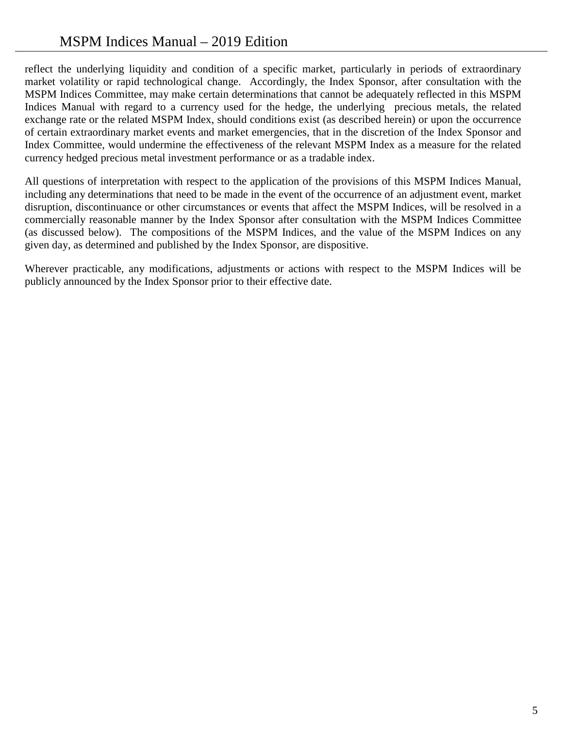reflect the underlying liquidity and condition of a specific market, particularly in periods of extraordinary market volatility or rapid technological change. Accordingly, the Index Sponsor, after consultation with the MSPM Indices Committee, may make certain determinations that cannot be adequately reflected in this MSPM Indices Manual with regard to a currency used for the hedge, the underlying precious metals, the related exchange rate or the related MSPM Index, should conditions exist (as described herein) or upon the occurrence of certain extraordinary market events and market emergencies, that in the discretion of the Index Sponsor and Index Committee, would undermine the effectiveness of the relevant MSPM Index as a measure for the related currency hedged precious metal investment performance or as a tradable index.

All questions of interpretation with respect to the application of the provisions of this MSPM Indices Manual, including any determinations that need to be made in the event of the occurrence of an adjustment event, market disruption, discontinuance or other circumstances or events that affect the MSPM Indices, will be resolved in a commercially reasonable manner by the Index Sponsor after consultation with the MSPM Indices Committee (as discussed below). The compositions of the MSPM Indices, and the value of the MSPM Indices on any given day, as determined and published by the Index Sponsor, are dispositive.

Wherever practicable, any modifications, adjustments or actions with respect to the MSPM Indices will be publicly announced by the Index Sponsor prior to their effective date.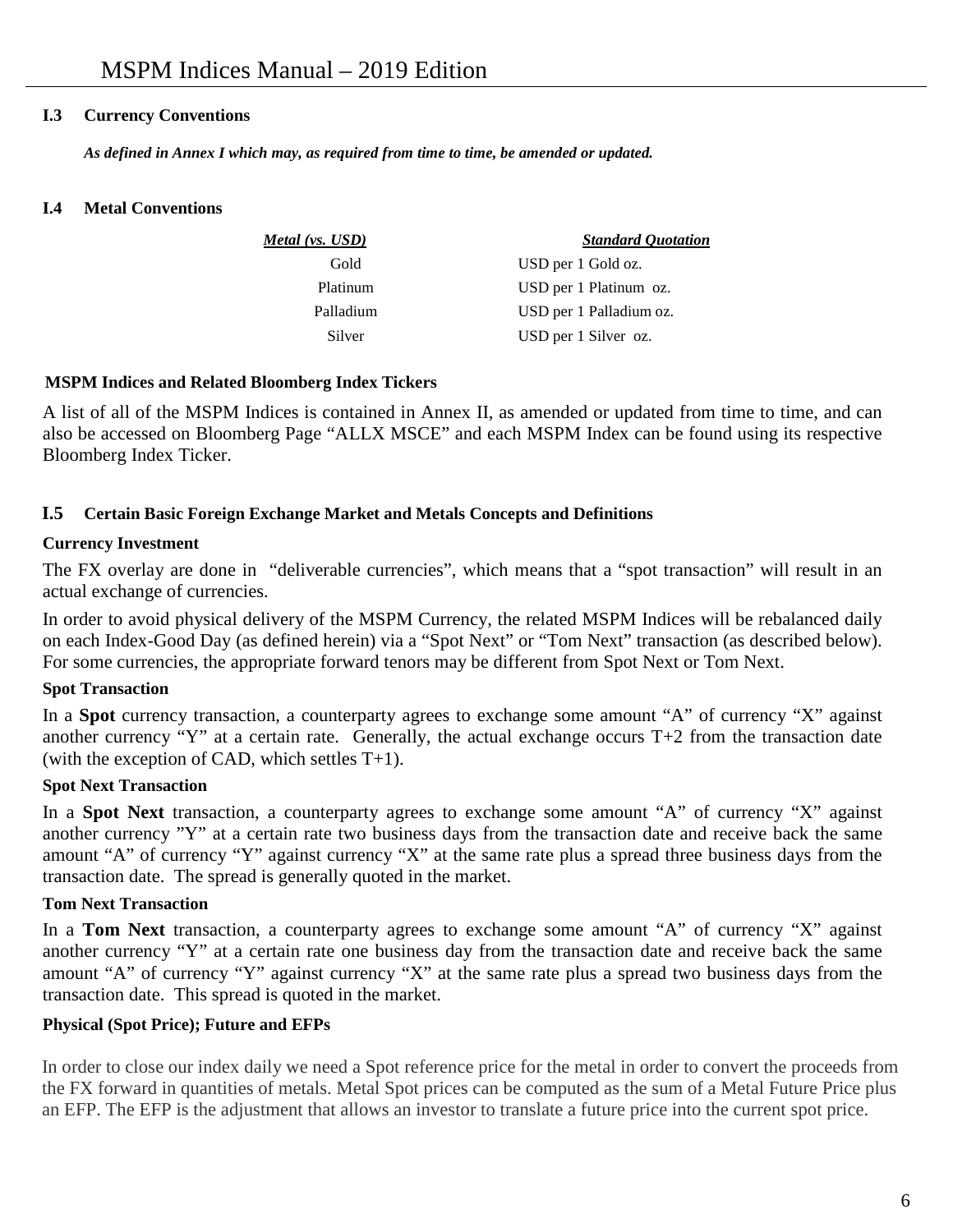### I.3 Currency Conventions

***As defined in Annex I which may, as required from time to time, be amended or updated.***

### I.4 Metal Conventions

| ***Metal (vs. USD)*** | ***Standard Quotation*** |
|---|---|
| Gold | USD per 1 Gold oz. |
| Platinum | USD per 1 Platinum oz. |
| Palladium | USD per 1 Palladium oz. |
| Silver | USD per 1 Silver oz. |

**MSPM Indices and Related Bloomberg Index Tickers**

A list of all of the MSPM Indices is contained in Annex II, as amended or updated from time to time, and can also be accessed on Bloomberg Page "ALLX MSCE" and each MSPM Index can be found using its respective Bloomberg Index Ticker.

### I.5 Certain Basic Foreign Exchange Market and Metals Concepts and Definitions

**Currency Investment**

The FX overlay are done in "deliverable currencies", which means that a "spot transaction" will result in an actual exchange of currencies.

In order to avoid physical delivery of the MSPM Currency, the related MSPM Indices will be rebalanced daily on each Index-Good Day (as defined herein) via a "Spot Next" or "Tom Next" transaction (as described below). For some currencies, the appropriate forward tenors may be different from Spot Next or Tom Next.

**Spot Transaction**

In a **Spot** currency transaction, a counterparty agrees to exchange some amount "A" of currency "X" against another currency "Y" at a certain rate. Generally, the actual exchange occurs T+2 from the transaction date (with the exception of CAD, which settles T+1).

**Spot Next Transaction**

In a **Spot Next** transaction, a counterparty agrees to exchange some amount "A" of currency "X" against another currency "Y" at a certain rate two business days from the transaction date and receive back the same amount "A" of currency "Y" against currency "X" at the same rate plus a spread three business days from the transaction date. The spread is generally quoted in the market.

**Tom Next Transaction**

In a **Tom Next** transaction, a counterparty agrees to exchange some amount "A" of currency "X" against another currency "Y" at a certain rate one business day from the transaction date and receive back the same amount "A" of currency "Y" against currency "X" at the same rate plus a spread two business days from the transaction date. This spread is quoted in the market.

**Physical (Spot Price); Future and EFPs**

In order to close our index daily we need a Spot reference price for the metal in order to convert the proceeds from the FX forward in quantities of metals. Metal Spot prices can be computed as the sum of a Metal Future Price plus an EFP. The EFP is the adjustment that allows an investor to translate a future price into the current spot price.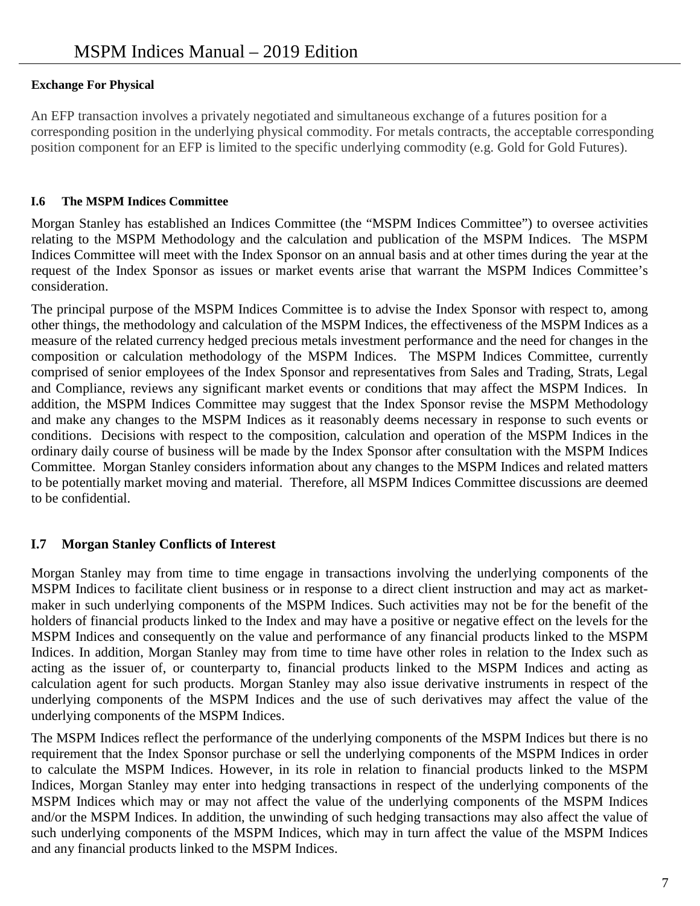**Exchange For Physical**

An EFP transaction involves a privately negotiated and simultaneous exchange of a futures position for a corresponding position in the underlying physical commodity. For metals contracts, the acceptable corresponding position component for an EFP is limited to the specific underlying commodity (e.g. Gold for Gold Futures).

### I.6 The MSPM Indices Committee

Morgan Stanley has established an Indices Committee (the "MSPM Indices Committee") to oversee activities relating to the MSPM Methodology and the calculation and publication of the MSPM Indices. The MSPM Indices Committee will meet with the Index Sponsor on an annual basis and at other times during the year at the request of the Index Sponsor as issues or market events arise that warrant the MSPM Indices Committee's consideration.

The principal purpose of the MSPM Indices Committee is to advise the Index Sponsor with respect to, among other things, the methodology and calculation of the MSPM Indices, the effectiveness of the MSPM Indices as a measure of the related currency hedged precious metals investment performance and the need for changes in the composition or calculation methodology of the MSPM Indices. The MSPM Indices Committee, currently comprised of senior employees of the Index Sponsor and representatives from Sales and Trading, Strats, Legal and Compliance, reviews any significant market events or conditions that may affect the MSPM Indices. In addition, the MSPM Indices Committee may suggest that the Index Sponsor revise the MSPM Methodology and make any changes to the MSPM Indices as it reasonably deems necessary in response to such events or conditions. Decisions with respect to the composition, calculation and operation of the MSPM Indices in the ordinary daily course of business will be made by the Index Sponsor after consultation with the MSPM Indices Committee. Morgan Stanley considers information about any changes to the MSPM Indices and related matters to be potentially market moving and material. Therefore, all MSPM Indices Committee discussions are deemed to be confidential.

### I.7 Morgan Stanley Conflicts of Interest

Morgan Stanley may from time to time engage in transactions involving the underlying components of the MSPM Indices to facilitate client business or in response to a direct client instruction and may act as market-maker in such underlying components of the MSPM Indices. Such activities may not be for the benefit of the holders of financial products linked to the Index and may have a positive or negative effect on the levels for the MSPM Indices and consequently on the value and performance of any financial products linked to the MSPM Indices. In addition, Morgan Stanley may from time to time have other roles in relation to the Index such as acting as the issuer of, or counterparty to, financial products linked to the MSPM Indices and acting as calculation agent for such products. Morgan Stanley may also issue derivative instruments in respect of the underlying components of the MSPM Indices and the use of such derivatives may affect the value of the underlying components of the MSPM Indices.

The MSPM Indices reflect the performance of the underlying components of the MSPM Indices but there is no requirement that the Index Sponsor purchase or sell the underlying components of the MSPM Indices in order to calculate the MSPM Indices. However, in its role in relation to financial products linked to the MSPM Indices, Morgan Stanley may enter into hedging transactions in respect of the underlying components of the MSPM Indices which may or may not affect the value of the underlying components of the MSPM Indices and/or the MSPM Indices. In addition, the unwinding of such hedging transactions may also affect the value of such underlying components of the MSPM Indices, which may in turn affect the value of the MSPM Indices and any financial products linked to the MSPM Indices.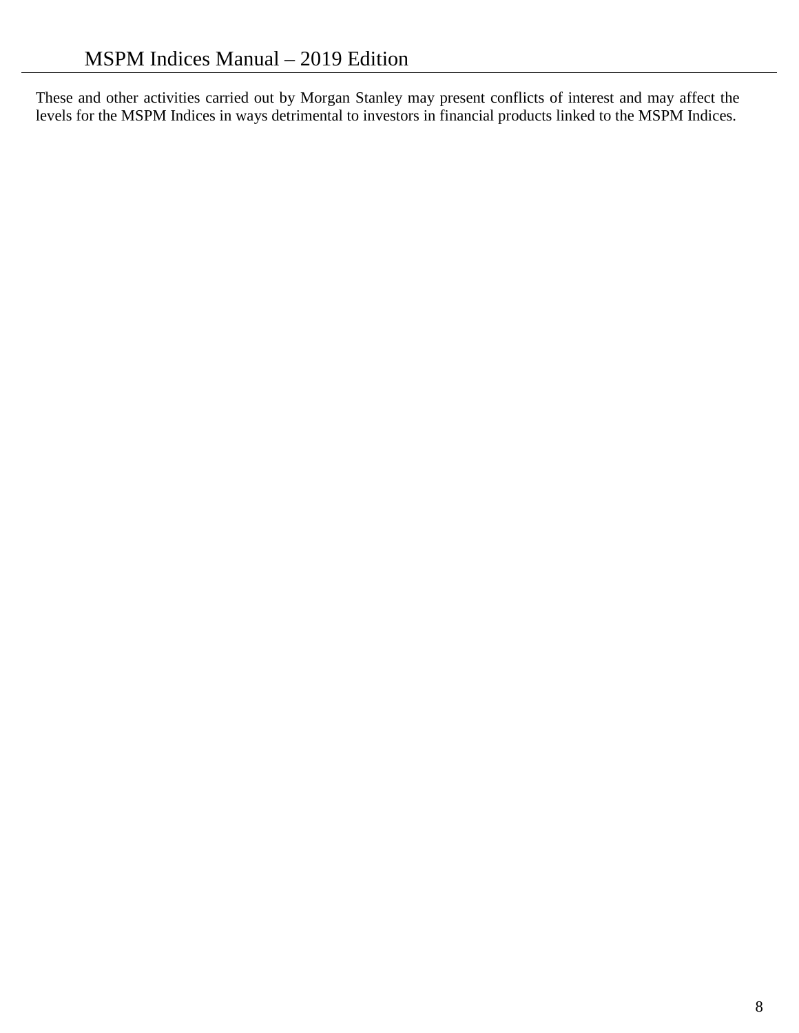These and other activities carried out by Morgan Stanley may present conflicts of interest and may affect the levels for the MSPM Indices in ways detrimental to investors in financial products linked to the MSPM Indices.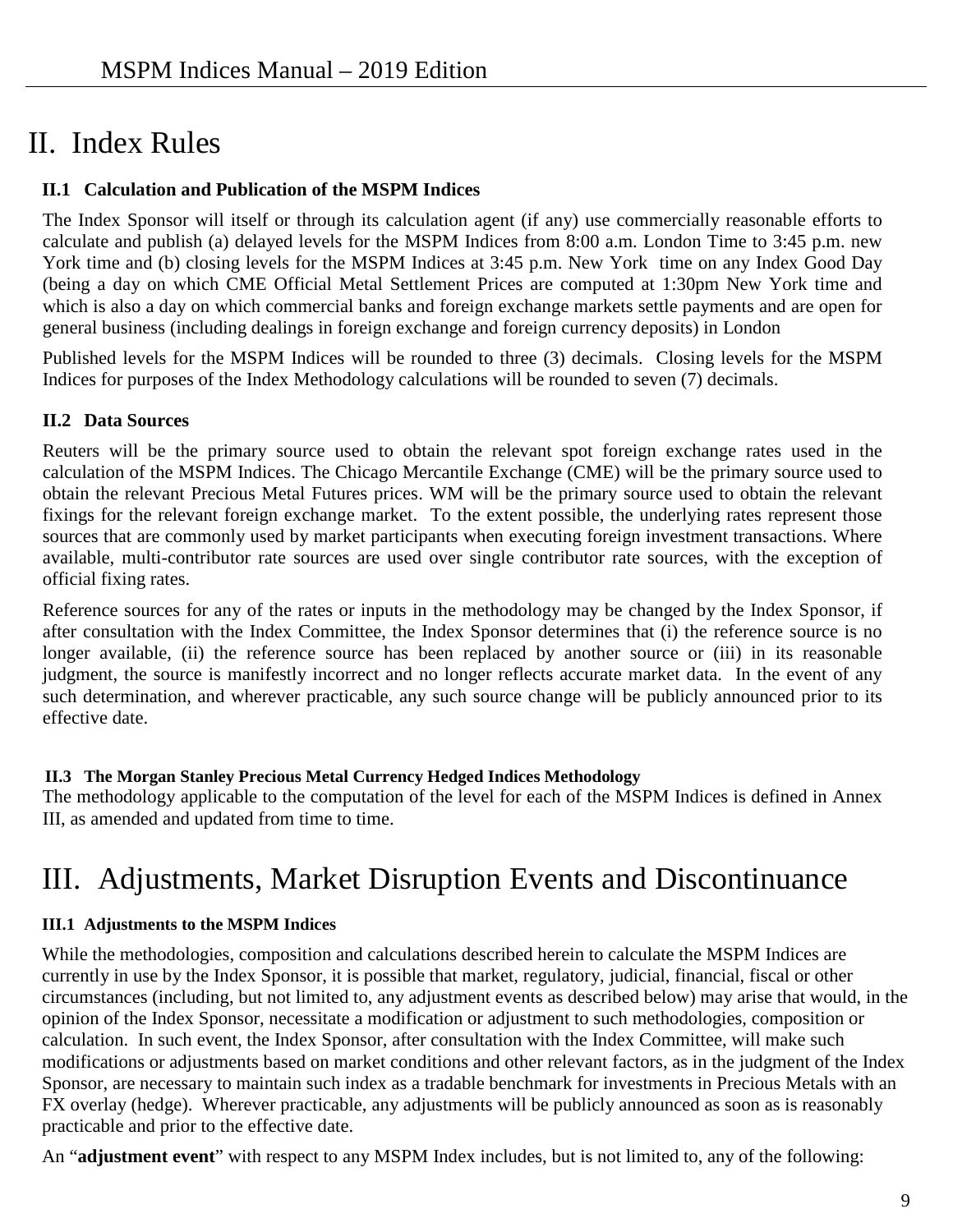# II. Index Rules

### II.1 Calculation and Publication of the MSPM Indices

The Index Sponsor will itself or through its calculation agent (if any) use commercially reasonable efforts to calculate and publish (a) delayed levels for the MSPM Indices from 8:00 a.m. London Time to 3:45 p.m. new York time and (b) closing levels for the MSPM Indices at 3:45 p.m. New York time on any Index Good Day (being a day on which CME Official Metal Settlement Prices are computed at 1:30pm New York time and which is also a day on which commercial banks and foreign exchange markets settle payments and are open for general business (including dealings in foreign exchange and foreign currency deposits) in London

Published levels for the MSPM Indices will be rounded to three (3) decimals. Closing levels for the MSPM Indices for purposes of the Index Methodology calculations will be rounded to seven (7) decimals.

### II.2 Data Sources

Reuters will be the primary source used to obtain the relevant spot foreign exchange rates used in the calculation of the MSPM Indices. The Chicago Mercantile Exchange (CME) will be the primary source used to obtain the relevant Precious Metal Futures prices. WM will be the primary source used to obtain the relevant fixings for the relevant foreign exchange market. To the extent possible, the underlying rates represent those sources that are commonly used by market participants when executing foreign investment transactions. Where available, multi-contributor rate sources are used over single contributor rate sources, with the exception of official fixing rates.

Reference sources for any of the rates or inputs in the methodology may be changed by the Index Sponsor, if after consultation with the Index Committee, the Index Sponsor determines that (i) the reference source is no longer available, (ii) the reference source has been replaced by another source or (iii) in its reasonable judgment, the source is manifestly incorrect and no longer reflects accurate market data. In the event of any such determination, and wherever practicable, any such source change will be publicly announced prior to its effective date.

### II.3 The Morgan Stanley Precious Metal Currency Hedged Indices Methodology

The methodology applicable to the computation of the level for each of the MSPM Indices is defined in Annex III, as amended and updated from time to time.

# III. Adjustments, Market Disruption Events and Discontinuance

### III.1 Adjustments to the MSPM Indices

While the methodologies, composition and calculations described herein to calculate the MSPM Indices are currently in use by the Index Sponsor, it is possible that market, regulatory, judicial, financial, fiscal or other circumstances (including, but not limited to, any adjustment events as described below) may arise that would, in the opinion of the Index Sponsor, necessitate a modification or adjustment to such methodologies, composition or calculation. In such event, the Index Sponsor, after consultation with the Index Committee, will make such modifications or adjustments based on market conditions and other relevant factors, as in the judgment of the Index Sponsor, are necessary to maintain such index as a tradable benchmark for investments in Precious Metals with an FX overlay (hedge). Wherever practicable, any adjustments will be publicly announced as soon as is reasonably practicable and prior to the effective date.

An "**adjustment event**" with respect to any MSPM Index includes, but is not limited to, any of the following: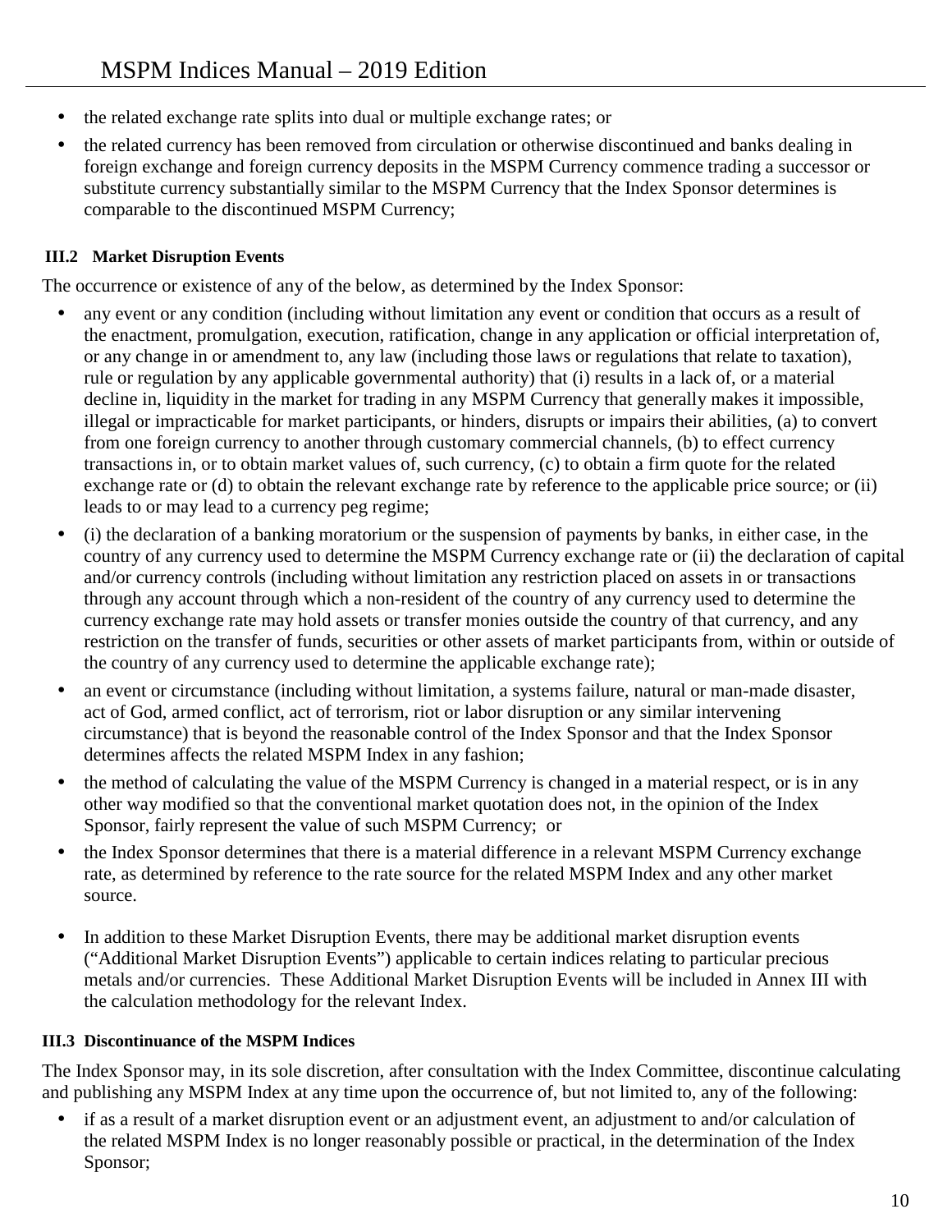- the related exchange rate splits into dual or multiple exchange rates; or
- the related currency has been removed from circulation or otherwise discontinued and banks dealing in foreign exchange and foreign currency deposits in the MSPM Currency commence trading a successor or substitute currency substantially similar to the MSPM Currency that the Index Sponsor determines is comparable to the discontinued MSPM Currency;

### III.2 Market Disruption Events

The occurrence or existence of any of the below, as determined by the Index Sponsor:

- any event or any condition (including without limitation any event or condition that occurs as a result of the enactment, promulgation, execution, ratification, change in any application or official interpretation of, or any change in or amendment to, any law (including those laws or regulations that relate to taxation), rule or regulation by any applicable governmental authority) that (i) results in a lack of, or a material decline in, liquidity in the market for trading in any MSPM Currency that generally makes it impossible, illegal or impracticable for market participants, or hinders, disrupts or impairs their abilities, (a) to convert from one foreign currency to another through customary commercial channels, (b) to effect currency transactions in, or to obtain market values of, such currency, (c) to obtain a firm quote for the related exchange rate or (d) to obtain the relevant exchange rate by reference to the applicable price source; or (ii) leads to or may lead to a currency peg regime;
- (i) the declaration of a banking moratorium or the suspension of payments by banks, in either case, in the country of any currency used to determine the MSPM Currency exchange rate or (ii) the declaration of capital and/or currency controls (including without limitation any restriction placed on assets in or transactions through any account through which a non-resident of the country of any currency used to determine the currency exchange rate may hold assets or transfer monies outside the country of that currency, and any restriction on the transfer of funds, securities or other assets of market participants from, within or outside of the country of any currency used to determine the applicable exchange rate);
- an event or circumstance (including without limitation, a systems failure, natural or man-made disaster, act of God, armed conflict, act of terrorism, riot or labor disruption or any similar intervening circumstance) that is beyond the reasonable control of the Index Sponsor and that the Index Sponsor determines affects the related MSPM Index in any fashion;
- the method of calculating the value of the MSPM Currency is changed in a material respect, or is in any other way modified so that the conventional market quotation does not, in the opinion of the Index Sponsor, fairly represent the value of such MSPM Currency; or
- the Index Sponsor determines that there is a material difference in a relevant MSPM Currency exchange rate, as determined by reference to the rate source for the related MSPM Index and any other market source.

- In addition to these Market Disruption Events, there may be additional market disruption events ("Additional Market Disruption Events") applicable to certain indices relating to particular precious metals and/or currencies. These Additional Market Disruption Events will be included in Annex III with the calculation methodology for the relevant Index.

### III.3 Discontinuance of the MSPM Indices

The Index Sponsor may, in its sole discretion, after consultation with the Index Committee, discontinue calculating and publishing any MSPM Index at any time upon the occurrence of, but not limited to, any of the following:

- if as a result of a market disruption event or an adjustment event, an adjustment to and/or calculation of the related MSPM Index is no longer reasonably possible or practical, in the determination of the Index Sponsor;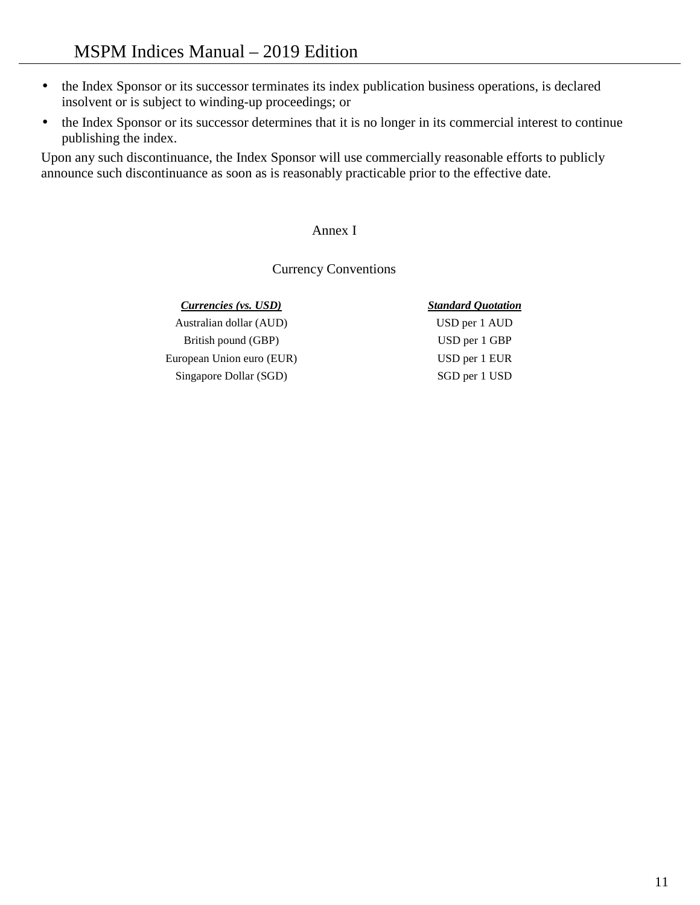- the Index Sponsor or its successor terminates its index publication business operations, is declared insolvent or is subject to winding-up proceedings; or
- the Index Sponsor or its successor determines that it is no longer in its commercial interest to continue publishing the index.

Upon any such discontinuance, the Index Sponsor will use commercially reasonable efforts to publicly announce such discontinuance as soon as is reasonably practicable prior to the effective date.

## Annex I

### Currency Conventions

| ***Currencies (vs. USD)*** | ***Standard Quotation*** |
|---|---|
| Australian dollar (AUD) | USD per 1 AUD |
| British pound (GBP) | USD per 1 GBP |
| European Union euro (EUR) | USD per 1 EUR |
| Singapore Dollar (SGD) | SGD per 1 USD |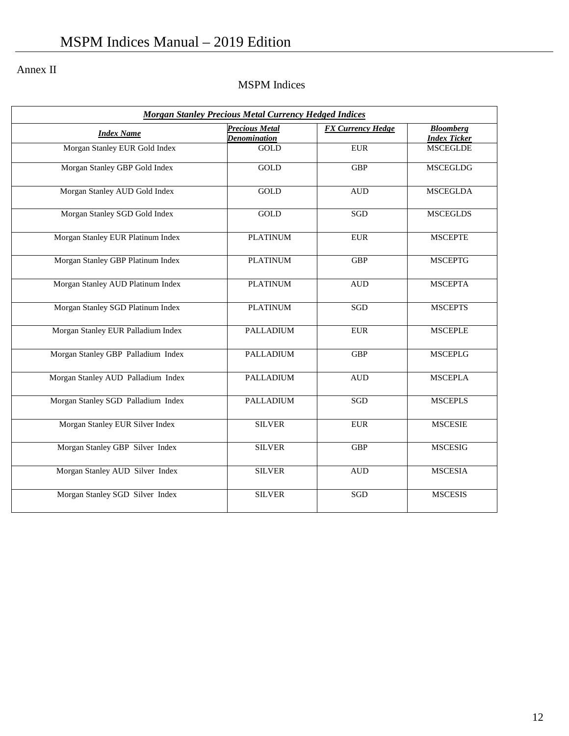Annex II

## MSPM Indices

| ***Morgan Stanley Precious Metal Currency Hedged Indices*** | | | |
|---|---|---|---|
| ***Index Name*** | ***Precious Metal Denomination*** | ***FX Currency Hedge*** | ***Bloomberg Index Ticker*** |
| Morgan Stanley EUR Gold Index | GOLD | EUR | MSCEGLDE |
| Morgan Stanley GBP Gold Index | GOLD | GBP | MSCEGLDG |
| Morgan Stanley AUD Gold Index | GOLD | AUD | MSCEGLDA |
| Morgan Stanley SGD Gold Index | GOLD | SGD | MSCEGLDS |
| Morgan Stanley EUR Platinum Index | PLATINUM | EUR | MSCEPTE |
| Morgan Stanley GBP Platinum Index | PLATINUM | GBP | MSCEPTG |
| Morgan Stanley AUD Platinum Index | PLATINUM | AUD | MSCEPTA |
| Morgan Stanley SGD Platinum Index | PLATINUM | SGD | MSCEPTS |
| Morgan Stanley EUR Palladium Index | PALLADIUM | EUR | MSCEPLE |
| Morgan Stanley GBP Palladium Index | PALLADIUM | GBP | MSCEPLG |
| Morgan Stanley AUD Palladium Index | PALLADIUM | AUD | MSCEPLA |
| Morgan Stanley SGD Palladium Index | PALLADIUM | SGD | MSCEPLS |
| Morgan Stanley EUR Silver Index | SILVER | EUR | MSCESIE |
| Morgan Stanley GBP Silver Index | SILVER | GBP | MSCESIG |
| Morgan Stanley AUD Silver Index | SILVER | AUD | MSCESIA |
| Morgan Stanley SGD Silver Index | SILVER | SGD | MSCESIS |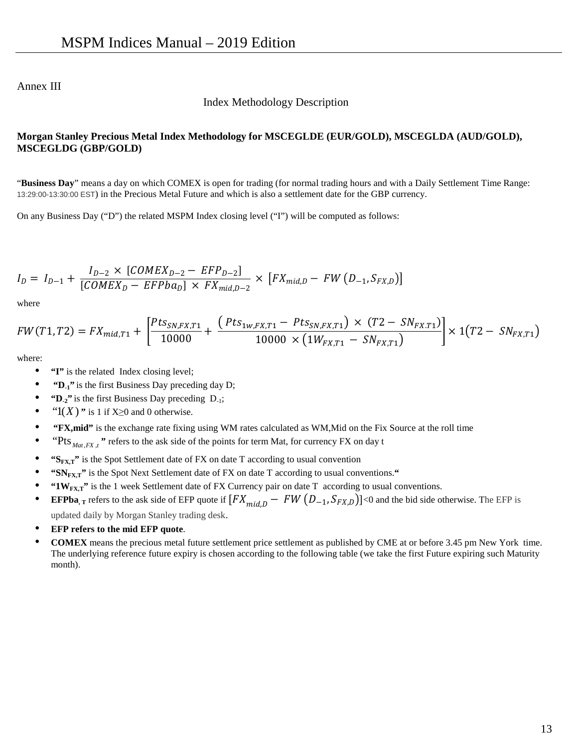Annex III

Index Methodology Description

**Morgan Stanley Precious Metal Index Methodology for MSCEGLDE (EUR/GOLD), MSCEGLDA (AUD/GOLD), MSCEGLDG (GBP/GOLD)**

“**Business Day**” means a day on which COMEX is open for trading (for normal trading hours and with a Daily Settlement Time Range: 13:29:00-13:30:00 EST) in the Precious Metal Future and which is also a settlement date for the GBP currency.

On any Business Day (“D”) the related MSPM Index closing level (“I”) will be computed as follows:

$$I_D = I_{D-1} + \frac{I_{D-2} \times [COMEX_{D-2} - EFP_{D-2}]}{[COMEX_D - EFPba_D] \times FX_{mid,D-2}} \times [FX_{mid,D} - FW(D_{-1}, S_{FX,D})]$$

where

$$FW(T1,T2) = FX_{mid,T1} + \left[\frac{Pts_{SN,FX,T1}}{10000} + \frac{(Pts_{1w,FX,T1} - Pts_{SN,FX,T1}) \times (T2 - SN_{FX,T1})}{10000 \times (1W_{FX,T1} - SN_{FX,T1})}\right] \times 1(T2 - SN_{FX,T1})$$

where:

- **“I”** is the related Index closing level;
- **“$D_{-1}$”** is the first Business Day preceding day D;
- **“$D_{-2}$”** is the first Business Day preceding $D_{-1}$;
- “$1(X)$” is 1 if X≥0 and 0 otherwise.
- **“FX,mid”** is the exchange rate fixing using WM rates calculated as WM,Mid on the Fix Source at the roll time
- “$Pts_{Mat,FX,t}$” refers to the ask side of the points for term Mat, for currency FX on day t
- **“$S_{FX,T}$”** is the Spot Settlement date of FX on date T according to usual convention
- **“$SN_{FX,T}$”** is the Spot Next Settlement date of FX on date T according to usual conventions.“
- **“$1W_{FX,T}$”** is the 1 week Settlement date of FX Currency pair on date T according to usual conventions.
- **$EFPba_{,T}$** refers to the ask side of EFP quote if $[FX_{mid,D} - FW(D_{-1}, S_{FX,D})]$<0 and the bid side otherwise. The EFP is updated daily by Morgan Stanley trading desk.
- **EFP refers to the mid EFP quote**.
- **COMEX** means the precious metal future settlement price settlement as published by CME at or before 3.45 pm New York time. The underlying reference future expiry is chosen according to the following table (we take the first Future expiring such Maturity month).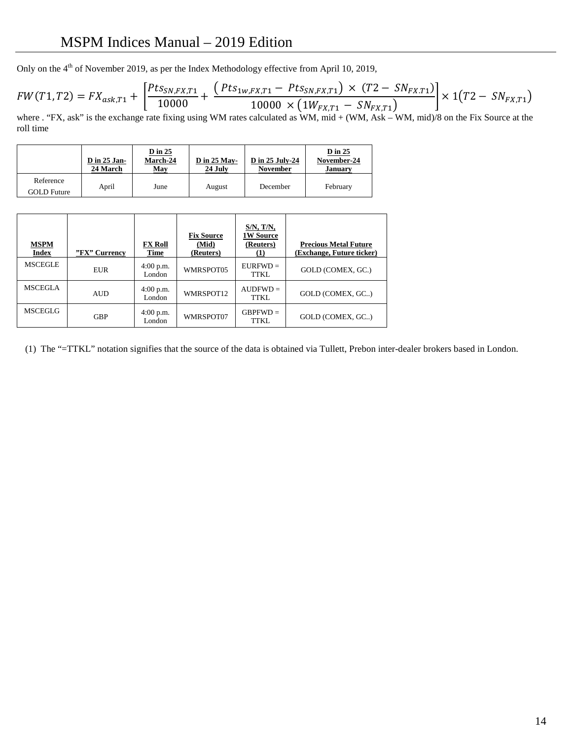Only on the 4th of November 2019, as per the Index Methodology effective from April 10, 2019,

$$FW(T1,T2) = FX_{ask,T1} + \left[\frac{Pts_{SN,FX,T1}}{10000} + \frac{\left(Pts_{1w,FX,T1} - Pts_{SN,FX,T1}\right) \times \left(T2 - SN_{FX.T1}\right)}{10000 \times \left(1W_{FX,T1} - SN_{FX,T1}\right)}\right] \times 1\left(T2 - SN_{FX,T1}\right)$$

where . "FX, ask" is the exchange rate fixing using WM rates calculated as WM, mid + (WM, Ask – WM, mid)/8 on the Fix Source at the roll time

| | **D in 25 Jan-24 March** | **D in 25 March-24 May** | **D in 25 May-24 July** | **D in 25 July-24 November** | **D in 25 November-24 January** |
|---|---|---|---|---|---|
| Reference GOLD Future | April | June | August | December | February |

| **MSPM Index** | **"FX" Currency** | **FX Roll Time** | **Fix Source (Mid) (Reuters)** | **S/N, T/N, 1W Source (Reuters) (1)** | **Precious Metal Future (Exchange, Future ticker)** |
|---|---|---|---|---|---|
| MSCEGLE | EUR | 4:00 p.m. London | WMRSPOT05 | EURFWD = TTKL | GOLD (COMEX, GC.) |
| MSCEGLA | AUD | 4:00 p.m. London | WMRSPOT12 | AUDFWD = TTKL | GOLD (COMEX, GC..) |
| MSCEGLG | GBP | 4:00 p.m. London | WMRSPOT07 | GBPFWD = TTKL | GOLD (COMEX, GC..) |

(1) The "=TTKL" notation signifies that the source of the data is obtained via Tullett, Prebon inter-dealer brokers based in London.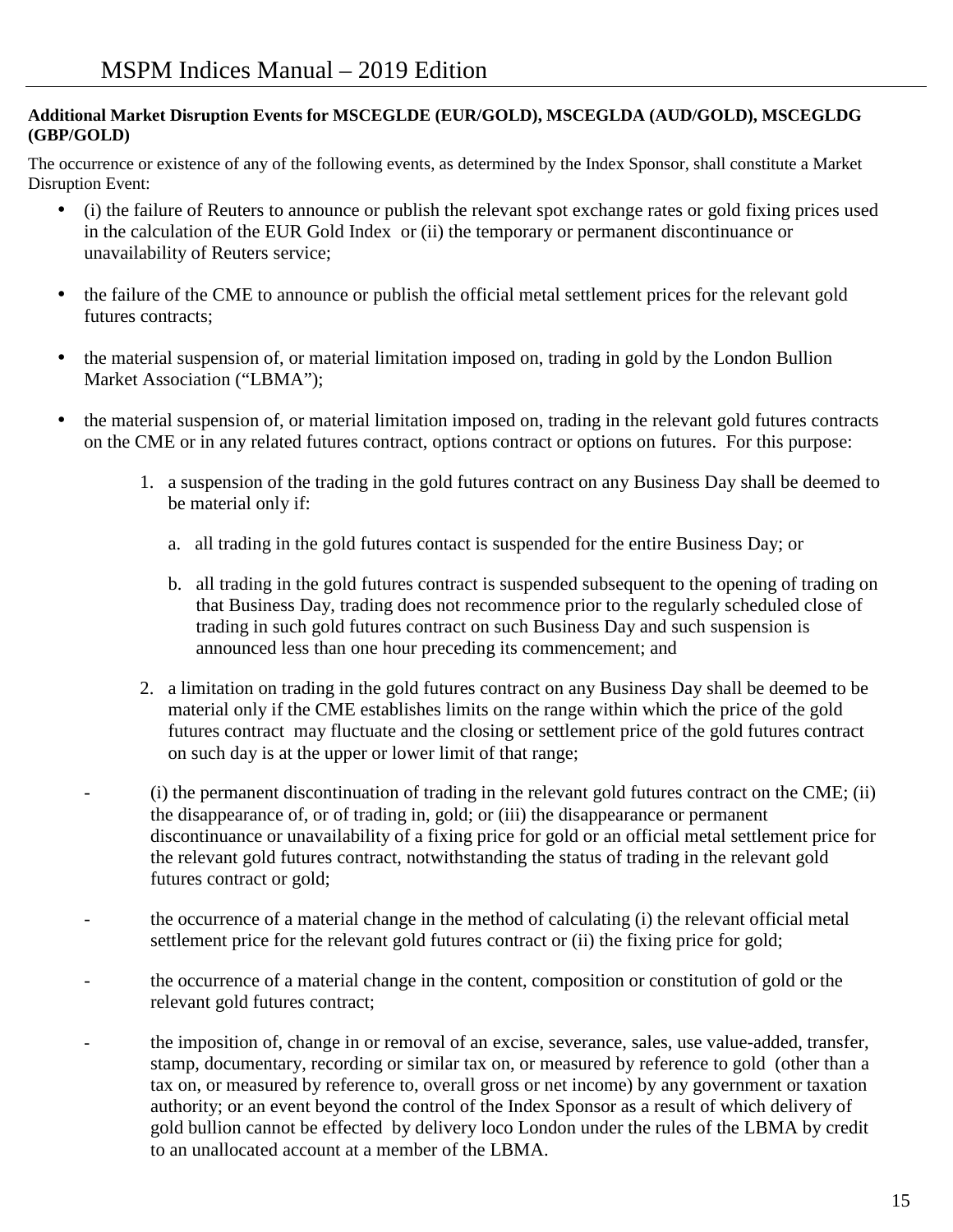**Additional Market Disruption Events for MSCEGLDE (EUR/GOLD), MSCEGLDA (AUD/GOLD), MSCEGLDG (GBP/GOLD)**

The occurrence or existence of any of the following events, as determined by the Index Sponsor, shall constitute a Market Disruption Event:

- (i) the failure of Reuters to announce or publish the relevant spot exchange rates or gold fixing prices used in the calculation of the EUR Gold Index or (ii) the temporary or permanent discontinuance or unavailability of Reuters service;

- the failure of the CME to announce or publish the official metal settlement prices for the relevant gold futures contracts;

- the material suspension of, or material limitation imposed on, trading in gold by the London Bullion Market Association ("LBMA");

- the material suspension of, or material limitation imposed on, trading in the relevant gold futures contracts on the CME or in any related futures contract, options contract or options on futures. For this purpose:

  1. a suspension of the trading in the gold futures contract on any Business Day shall be deemed to be material only if:

     a. all trading in the gold futures contact is suspended for the entire Business Day; or

     b. all trading in the gold futures contract is suspended subsequent to the opening of trading on that Business Day, trading does not recommence prior to the regularly scheduled close of trading in such gold futures contract on such Business Day and such suspension is announced less than one hour preceding its commencement; and

  2. a limitation on trading in the gold futures contract on any Business Day shall be deemed to be material only if the CME establishes limits on the range within which the price of the gold futures contract may fluctuate and the closing or settlement price of the gold futures contract on such day is at the upper or lower limit of that range;

- (i) the permanent discontinuation of trading in the relevant gold futures contract on the CME; (ii) the disappearance of, or of trading in, gold; or (iii) the disappearance or permanent discontinuance or unavailability of a fixing price for gold or an official metal settlement price for the relevant gold futures contract, notwithstanding the status of trading in the relevant gold futures contract or gold;

- the occurrence of a material change in the method of calculating (i) the relevant official metal settlement price for the relevant gold futures contract or (ii) the fixing price for gold;

- the occurrence of a material change in the content, composition or constitution of gold or the relevant gold futures contract;

- the imposition of, change in or removal of an excise, severance, sales, use value-added, transfer, stamp, documentary, recording or similar tax on, or measured by reference to gold (other than a tax on, or measured by reference to, overall gross or net income) by any government or taxation authority; or an event beyond the control of the Index Sponsor as a result of which delivery of gold bullion cannot be effected by delivery loco London under the rules of the LBMA by credit to an unallocated account at a member of the LBMA.